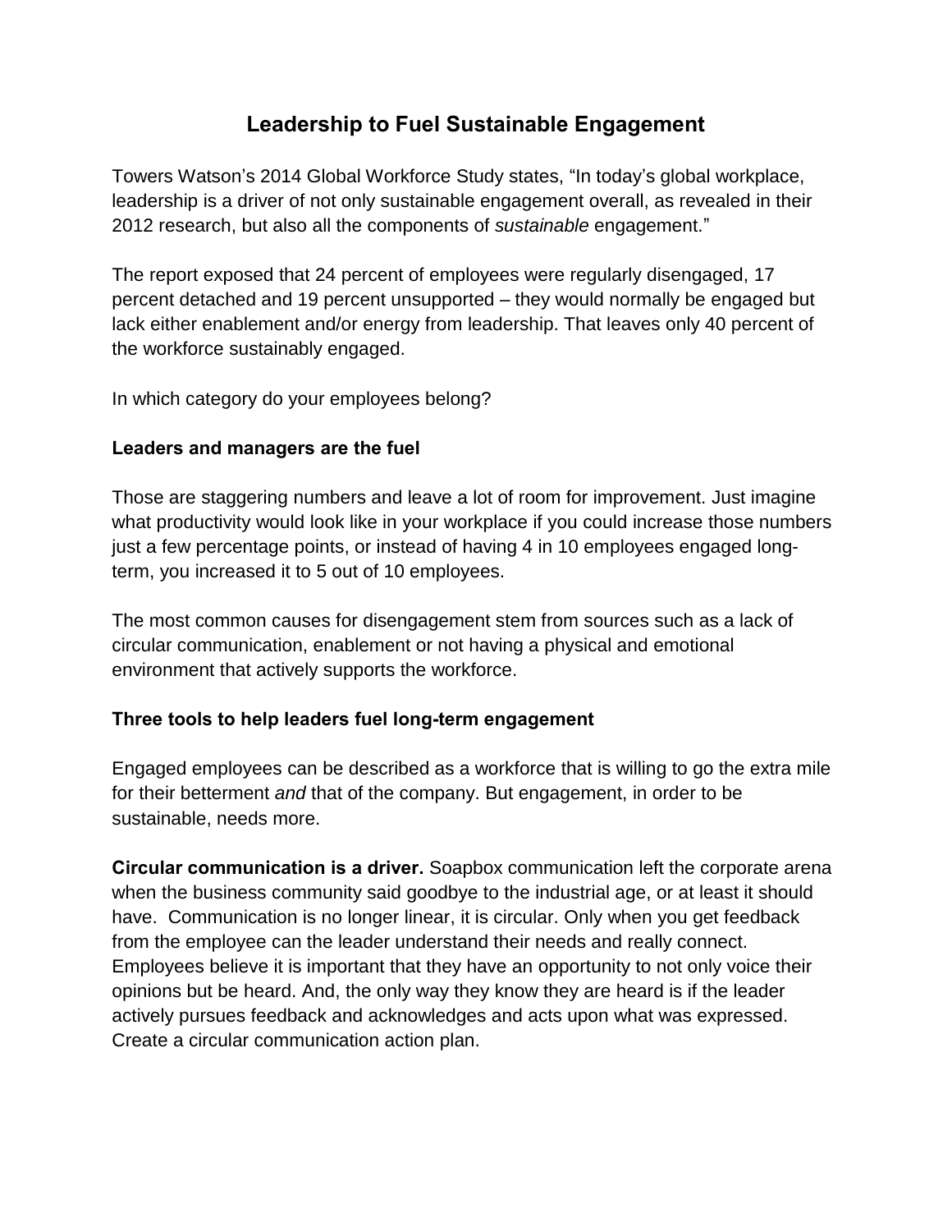# Leadership to Fuel Sustainable Engagement

Towers Watson's 2014 Global Workforce Study states, "In today's global workplace, leadership is a driver of not only sustainable engagement overall, as revealed in their 2012 research, but also all the components of *sustainable* engagement."

The report exposed that 24 percent of employees were regularly disengaged, 17 percent detached and 19 percent unsupported – they would normally be engaged but lack either enablement and/or energy from leadership. That leaves only 40 percent of the workforce sustainably engaged.

In which category do your employees belong?

### Leaders and managers are the fuel

Those are staggering numbers and leave a lot of room for improvement. Just imagine what productivity would look like in your workplace if you could increase those numbers just a few percentage points, or instead of having 4 in 10 employees engaged long-term, you increased it to 5 out of 10 employees.

The most common causes for disengagement stem from sources such as a lack of circular communication, enablement or not having a physical and emotional environment that actively supports the workforce.

### Three tools to help leaders fuel long-term engagement

Engaged employees can be described as a workforce that is willing to go the extra mile for their betterment *and* that of the company. But engagement, in order to be sustainable, needs more.

**Circular communication is a driver.** Soapbox communication left the corporate arena when the business community said goodbye to the industrial age, or at least it should have. Communication is no longer linear, it is circular. Only when you get feedback from the employee can the leader understand their needs and really connect. Employees believe it is important that they have an opportunity to not only voice their opinions but be heard. And, the only way they know they are heard is if the leader actively pursues feedback and acknowledges and acts upon what was expressed. Create a circular communication action plan.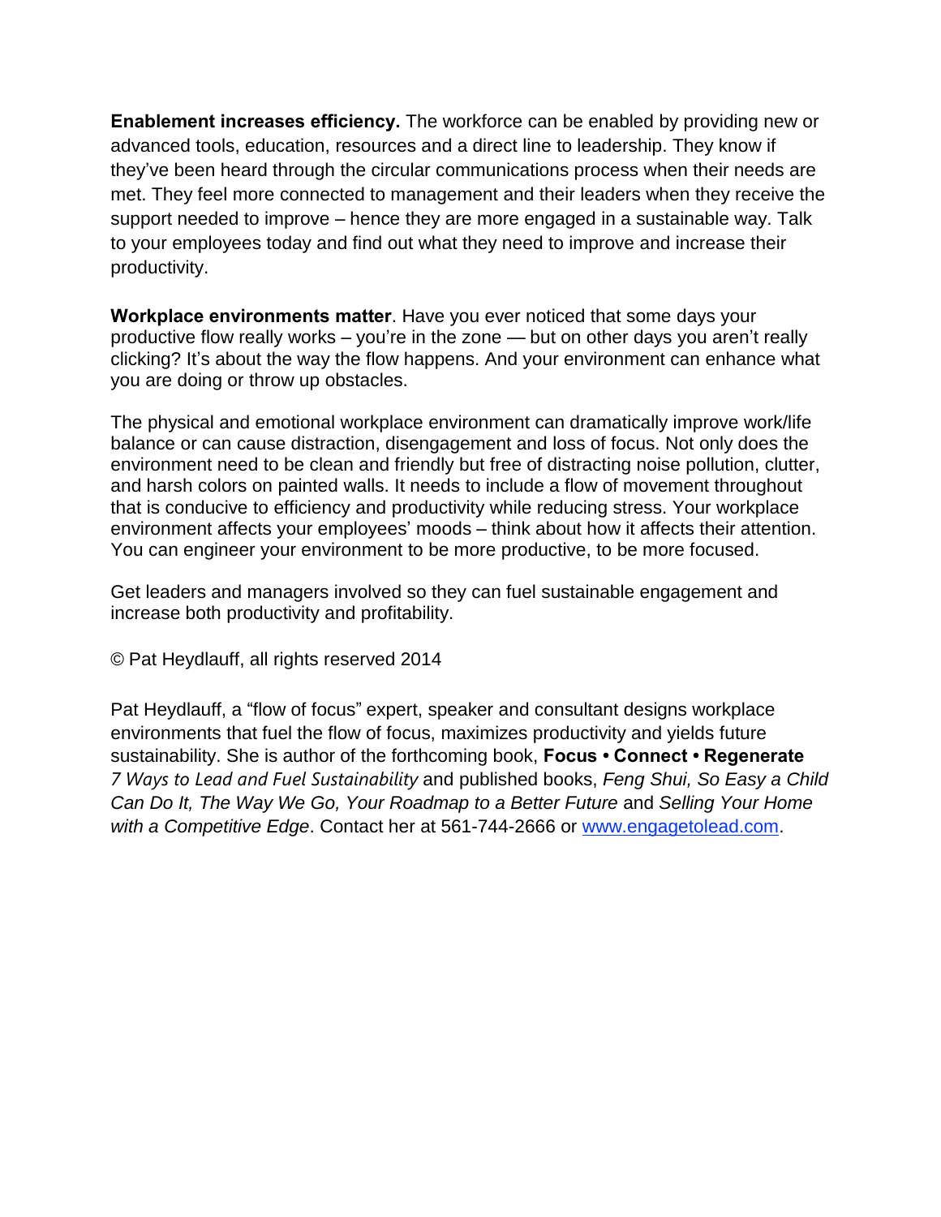**Enablement increases efficiency.** The workforce can be enabled by providing new or advanced tools, education, resources and a direct line to leadership. They know if they've been heard through the circular communications process when their needs are met. They feel more connected to management and their leaders when they receive the support needed to improve – hence they are more engaged in a sustainable way. Talk to your employees today and find out what they need to improve and increase their productivity.

**Workplace environments matter**. Have you ever noticed that some days your productive flow really works – you're in the zone — but on other days you aren't really clicking? It's about the way the flow happens. And your environment can enhance what you are doing or throw up obstacles.

The physical and emotional workplace environment can dramatically improve work/life balance or can cause distraction, disengagement and loss of focus. Not only does the environment need to be clean and friendly but free of distracting noise pollution, clutter, and harsh colors on painted walls. It needs to include a flow of movement throughout that is conducive to efficiency and productivity while reducing stress. Your workplace environment affects your employees' moods – think about how it affects their attention. You can engineer your environment to be more productive, to be more focused.

Get leaders and managers involved so they can fuel sustainable engagement and increase both productivity and profitability.

© Pat Heydlauff, all rights reserved 2014

Pat Heydlauff, a "flow of focus" expert, speaker and consultant designs workplace environments that fuel the flow of focus, maximizes productivity and yields future sustainability. She is author of the forthcoming book, **Focus • Connect • Regenerate** *7 Ways to Lead and Fuel Sustainability* and published books, *Feng Shui, So Easy a Child Can Do It, The Way We Go, Your Roadmap to a Better Future* and *Selling Your Home with a Competitive Edge*. Contact her at 561-744-2666 or [www.engagetolead.com](http://www.engagetolead.com).